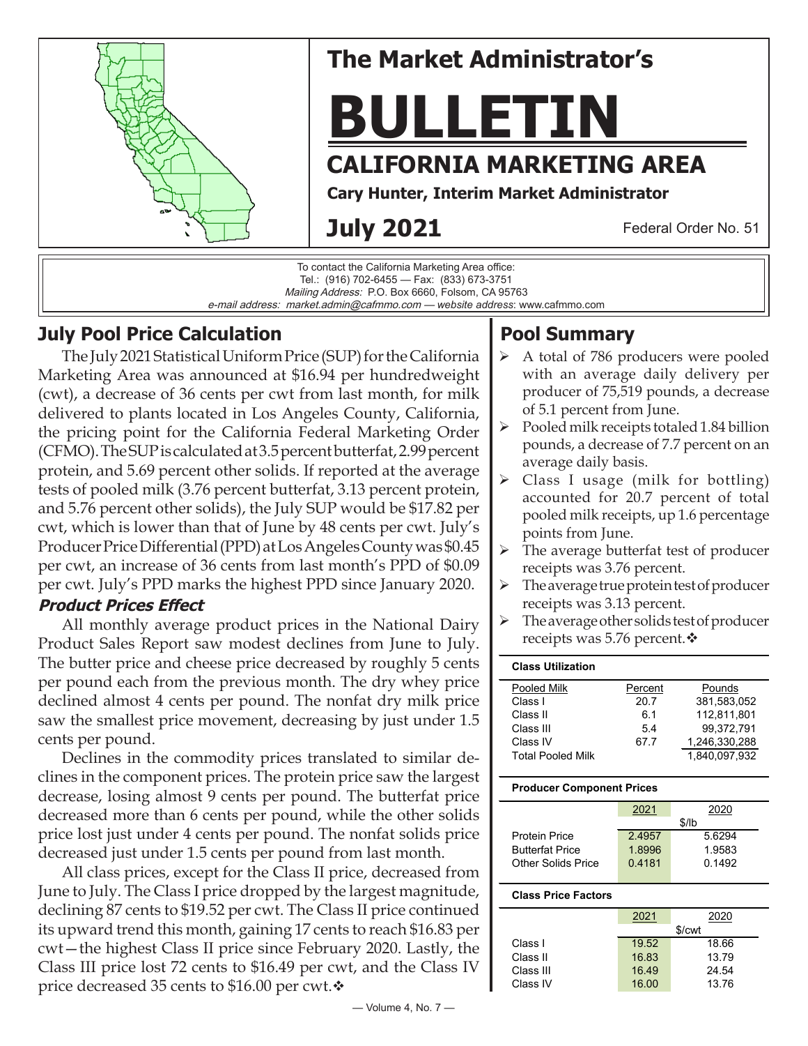# The Market Administrator's

# BULLETIN

## CALIFORNIA MARKETING AREA

**Cary Hunter, Interim Market Administrator**

**July 2021**

Federal Order No. 51

To contact the California Marketing Area office:
Tel.: (916) 702-6455 — Fax: (833) 673-3751
*Mailing Address:* P.O. Box 6660, Folsom, CA 95763
*e-mail address: market.admin@cafmmo.com* — *website address*: www.cafmmo.com

## July Pool Price Calculation

The July 2021 Statistical Uniform Price (SUP) for the California Marketing Area was announced at $16.94 per hundredweight (cwt), a decrease of 36 cents per cwt from last month, for milk delivered to plants located in Los Angeles County, California, the pricing point for the California Federal Marketing Order (CFMO). The SUP is calculated at 3.5 percent butterfat, 2.99 percent protein, and 5.69 percent other solids. If reported at the average tests of pooled milk (3.76 percent butterfat, 3.13 percent protein, and 5.76 percent other solids), the July SUP would be $17.82 per cwt, which is lower than that of June by 48 cents per cwt. July's Producer Price Differential (PPD) at Los Angeles County was $0.45 per cwt, an increase of 36 cents from last month's PPD of $0.09 per cwt. July's PPD marks the highest PPD since January 2020.

### *Product Prices Effect*

All monthly average product prices in the National Dairy Product Sales Report saw modest declines from June to July. The butter price and cheese price decreased by roughly 5 cents per pound each from the previous month. The dry whey price declined almost 4 cents per pound. The nonfat dry milk price saw the smallest price movement, decreasing by just under 1.5 cents per pound.

Declines in the commodity prices translated to similar declines in the component prices. The protein price saw the largest decrease, losing almost 9 cents per pound. The butterfat price decreased more than 6 cents per pound, while the other solids price lost just under 4 cents per pound. The nonfat solids price decreased just under 1.5 cents per pound from last month.

All class prices, except for the Class II price, decreased from June to July. The Class I price dropped by the largest magnitude, declining 87 cents to $19.52 per cwt. The Class II price continued its upward trend this month, gaining 17 cents to reach $16.83 per cwt—the highest Class II price since February 2020. Lastly, the Class III price lost 72 cents to $16.49 per cwt, and the Class IV price decreased 35 cents to $16.00 per cwt.❖

## Pool Summary

- A total of 786 producers were pooled with an average daily delivery per producer of 75,519 pounds, a decrease of 5.1 percent from June.
- Pooled milk receipts totaled 1.84 billion pounds, a decrease of 7.7 percent on an average daily basis.
- Class I usage (milk for bottling) accounted for 20.7 percent of total pooled milk receipts, up 1.6 percentage points from June.
- The average butterfat test of producer receipts was 3.76 percent.
- The average true protein test of producer receipts was 3.13 percent.
- The average other solids test of producer receipts was 5.76 percent.❖

**Class Utilization**

| Pooled Milk | Percent | Pounds |
|---|---|---|
| Class I | 20.7 | 381,583,052 |
| Class II | 6.1 | 112,811,801 |
| Class III | 5.4 | 99,372,791 |
| Class IV | 67.7 | 1,246,330,288 |
| Total Pooled Milk | | 1,840,097,932 |

**Producer Component Prices**

| | 2021 | 2020 |
|---|---|---|
| | $/lb | |
| Protein Price | 2.4957 | 5.6294 |
| Butterfat Price | 1.8996 | 1.9583 |
| Other Solids Price | 0.4181 | 0.1492 |

**Class Price Factors**

| | 2021 | 2020 |
|---|---|---|
| | $/cwt | |
| Class I | 19.52 | 18.66 |
| Class II | 16.83 | 13.79 |
| Class III | 16.49 | 24.54 |
| Class IV | 16.00 | 13.76 |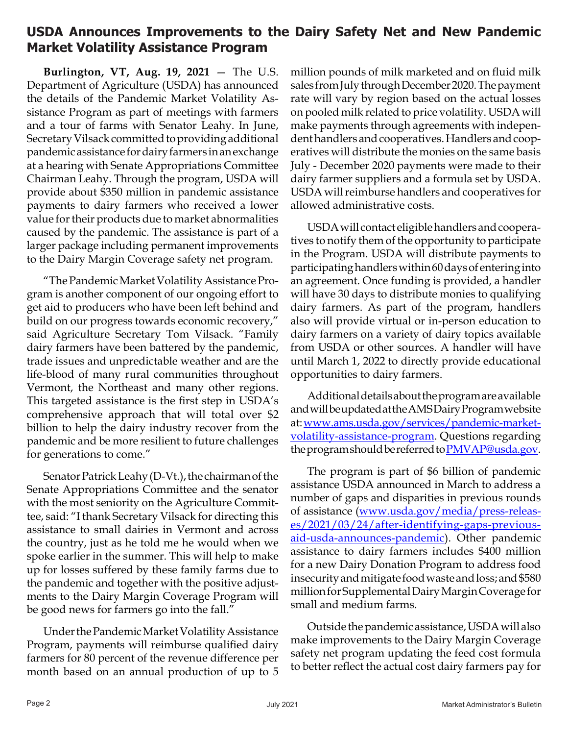## USDA Announces Improvements to the Dairy Safety Net and New Pandemic Market Volatility Assistance Program

**Burlington, VT, Aug. 19, 2021** — The U.S. Department of Agriculture (USDA) has announced the details of the Pandemic Market Volatility Assistance Program as part of meetings with farmers and a tour of farms with Senator Leahy. In June, Secretary Vilsack committed to providing additional pandemic assistance for dairy farmers in an exchange at a hearing with Senate Appropriations Committee Chairman Leahy. Through the program, USDA will provide about $350 million in pandemic assistance payments to dairy farmers who received a lower value for their products due to market abnormalities caused by the pandemic. The assistance is part of a larger package including permanent improvements to the Dairy Margin Coverage safety net program.

"The Pandemic Market Volatility Assistance Program is another component of our ongoing effort to get aid to producers who have been left behind and build on our progress towards economic recovery," said Agriculture Secretary Tom Vilsack. "Family dairy farmers have been battered by the pandemic, trade issues and unpredictable weather and are the life-blood of many rural communities throughout Vermont, the Northeast and many other regions. This targeted assistance is the first step in USDA's comprehensive approach that will total over $2 billion to help the dairy industry recover from the pandemic and be more resilient to future challenges for generations to come."

Senator Patrick Leahy (D-Vt.), the chairman of the Senate Appropriations Committee and the senator with the most seniority on the Agriculture Committee, said: "I thank Secretary Vilsack for directing this assistance to small dairies in Vermont and across the country, just as he told me he would when we spoke earlier in the summer. This will help to make up for losses suffered by these family farms due to the pandemic and together with the positive adjustments to the Dairy Margin Coverage Program will be good news for farmers go into the fall."

Under the Pandemic Market Volatility Assistance Program, payments will reimburse qualified dairy farmers for 80 percent of the revenue difference per month based on an annual production of up to 5 million pounds of milk marketed and on fluid milk sales from July through December 2020. The payment rate will vary by region based on the actual losses on pooled milk related to price volatility. USDA will make payments through agreements with independent handlers and cooperatives. Handlers and cooperatives will distribute the monies on the same basis July - December 2020 payments were made to their dairy farmer suppliers and a formula set by USDA. USDA will reimburse handlers and cooperatives for allowed administrative costs.

USDA will contact eligible handlers and cooperatives to notify them of the opportunity to participate in the Program. USDA will distribute payments to participating handlers within 60 days of entering into an agreement. Once funding is provided, a handler will have 30 days to distribute monies to qualifying dairy farmers. As part of the program, handlers also will provide virtual or in-person education to dairy farmers on a variety of dairy topics available from USDA or other sources. A handler will have until March 1, 2022 to directly provide educational opportunities to dairy farmers.

Additional details about the program are available and will be updated at the AMS Dairy Program website at: www.ams.usda.gov/services/pandemic-market-volatility-assistance-program. Questions regarding the program should be referred to PMVAP@usda.gov.

The program is part of $6 billion of pandemic assistance USDA announced in March to address a number of gaps and disparities in previous rounds of assistance (www.usda.gov/media/press-releases/2021/03/24/after-identifying-gaps-previous-aid-usda-announces-pandemic). Other pandemic assistance to dairy farmers includes $400 million for a new Dairy Donation Program to address food insecurity and mitigate food waste and loss; and $580 million for Supplemental Dairy Margin Coverage for small and medium farms.

Outside the pandemic assistance, USDA will also make improvements to the Dairy Margin Coverage safety net program updating the feed cost formula to better reflect the actual cost dairy farmers pay for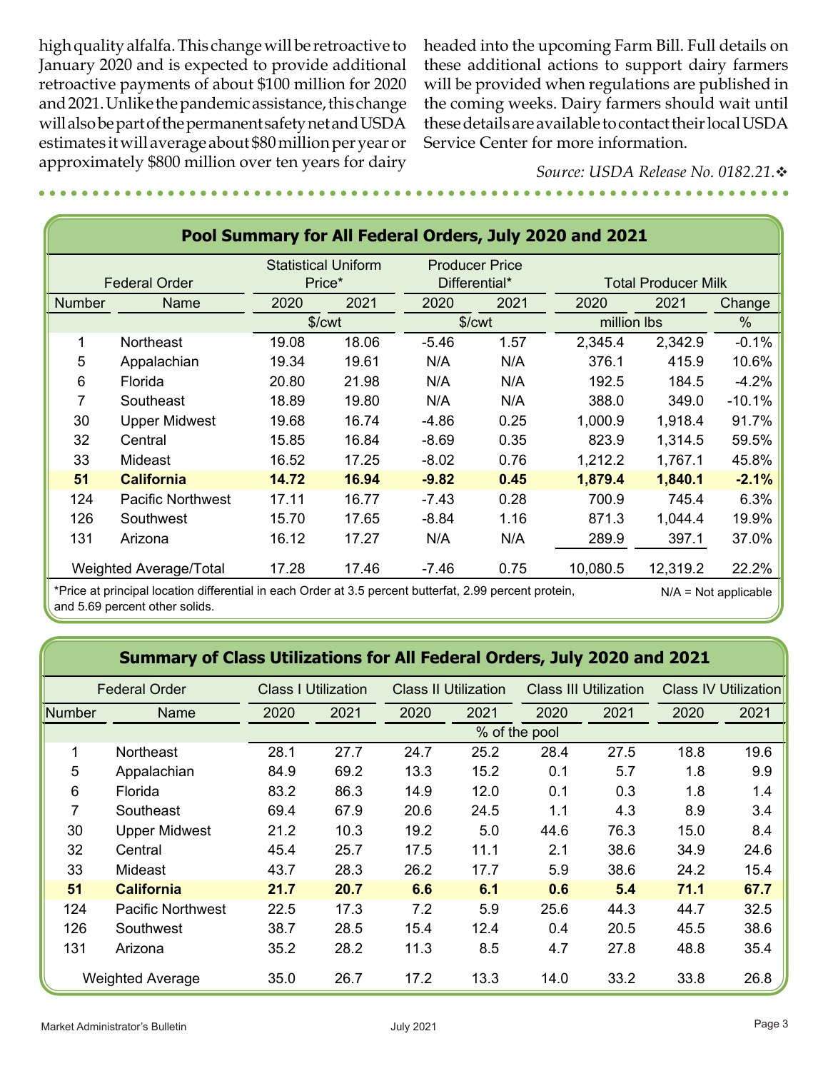high quality alfalfa. This change will be retroactive to January 2020 and is expected to provide additional retroactive payments of about $100 million for 2020 and 2021. Unlike the pandemic assistance, this change will also be part of the permanent safety net and USDA estimates it will average about $80 million per year or approximately $800 million over ten years for dairy headed into the upcoming Farm Bill. Full details on these additional actions to support dairy farmers will be provided when regulations are published in the coming weeks. Dairy farmers should wait until these details are available to contact their local USDA Service Center for more information.

*Source: USDA Release No. 0182.21.*❖

## Pool Summary for All Federal Orders, July 2020 and 2021

| Federal Order | | Statistical Uniform Price* | | Producer Price Differential* | | Total Producer Milk | | |
|---|---|---|---|---|---|---|---|---|
| Number | Name | 2020 | 2021 | 2020 | 2021 | 2020 | 2021 | Change |
| | | $/cwt | | $/cwt | | million lbs | | % |
| 1 | Northeast | 19.08 | 18.06 | -5.46 | 1.57 | 2,345.4 | 2,342.9 | -0.1% |
| 5 | Appalachian | 19.34 | 19.61 | N/A | N/A | 376.1 | 415.9 | 10.6% |
| 6 | Florida | 20.80 | 21.98 | N/A | N/A | 192.5 | 184.5 | -4.2% |
| 7 | Southeast | 18.89 | 19.80 | N/A | N/A | 388.0 | 349.0 | -10.1% |
| 30 | Upper Midwest | 19.68 | 16.74 | -4.86 | 0.25 | 1,000.9 | 1,918.4 | 91.7% |
| 32 | Central | 15.85 | 16.84 | -8.69 | 0.35 | 823.9 | 1,314.5 | 59.5% |
| 33 | Mideast | 16.52 | 17.25 | -8.02 | 0.76 | 1,212.2 | 1,767.1 | 45.8% |
| **51** | **California** | **14.72** | **16.94** | **-9.82** | **0.45** | **1,879.4** | **1,840.1** | **-2.1%** |
| 124 | Pacific Northwest | 17.11 | 16.77 | -7.43 | 0.28 | 700.9 | 745.4 | 6.3% |
| 126 | Southwest | 15.70 | 17.65 | -8.84 | 1.16 | 871.3 | 1,044.4 | 19.9% |
| 131 | Arizona | 16.12 | 17.27 | N/A | N/A | 289.9 | 397.1 | 37.0% |
| Weighted Average/Total | | 17.28 | 17.46 | -7.46 | 0.75 | 10,080.5 | 12,319.2 | 22.2% |

*Price at principal location differential in each Order at 3.5 percent butterfat, 2.99 percent protein, and 5.69 percent other solids.

N/A = Not applicable

## Summary of Class Utilizations for All Federal Orders, July 2020 and 2021

| Federal Order | | Class I Utilization | | Class II Utilization | | Class III Utilization | | Class IV Utilization | |
|---|---|---|---|---|---|---|---|---|---|
| Number | Name | 2020 | 2021 | 2020 | 2021 | 2020 | 2021 | 2020 | 2021 |
| | | % of the pool | | | | | | | |
| 1 | Northeast | 28.1 | 27.7 | 24.7 | 25.2 | 28.4 | 27.5 | 18.8 | 19.6 |
| 5 | Appalachian | 84.9 | 69.2 | 13.3 | 15.2 | 0.1 | 5.7 | 1.8 | 9.9 |
| 6 | Florida | 83.2 | 86.3 | 14.9 | 12.0 | 0.1 | 0.3 | 1.8 | 1.4 |
| 7 | Southeast | 69.4 | 67.9 | 20.6 | 24.5 | 1.1 | 4.3 | 8.9 | 3.4 |
| 30 | Upper Midwest | 21.2 | 10.3 | 19.2 | 5.0 | 44.6 | 76.3 | 15.0 | 8.4 |
| 32 | Central | 45.4 | 25.7 | 17.5 | 11.1 | 2.1 | 38.6 | 34.9 | 24.6 |
| 33 | Mideast | 43.7 | 28.3 | 26.2 | 17.7 | 5.9 | 38.6 | 24.2 | 15.4 |
| **51** | **California** | **21.7** | **20.7** | **6.6** | **6.1** | **0.6** | **5.4** | **71.1** | **67.7** |
| 124 | Pacific Northwest | 22.5 | 17.3 | 7.2 | 5.9 | 25.6 | 44.3 | 44.7 | 32.5 |
| 126 | Southwest | 38.7 | 28.5 | 15.4 | 12.4 | 0.4 | 20.5 | 45.5 | 38.6 |
| 131 | Arizona | 35.2 | 28.2 | 11.3 | 8.5 | 4.7 | 27.8 | 48.8 | 35.4 |
| Weighted Average | | 35.0 | 26.7 | 17.2 | 13.3 | 14.0 | 33.2 | 33.8 | 26.8 |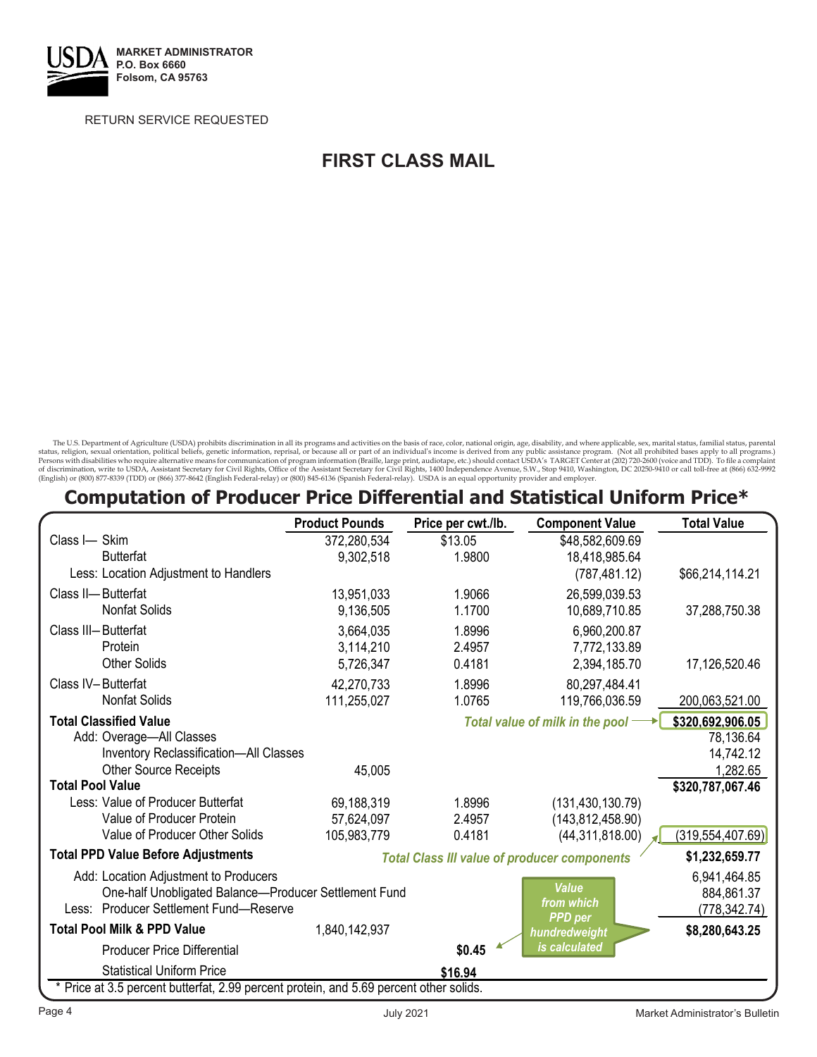**MARKET ADMINISTRATOR**
**P.O. Box 6660**
**Folsom, CA 95763**

RETURN SERVICE REQUESTED

## FIRST CLASS MAIL

The U.S. Department of Agriculture (USDA) prohibits discrimination in all its programs and activities on the basis of race, color, national origin, age, disability, and where applicable, sex, marital status, familial status, parental status, religion, sexual orientation, political beliefs, genetic information, reprisal, or because all or part of an individual's income is derived from any public assistance program. (Not all prohibited bases apply to all programs.) Persons with disabilities who require alternative means for communication of program information (Braille, large print, audiotape, etc.) should contact USDA's TARGET Center at (202) 720-2600 (voice and TDD). To file a complaint of discrimination, write to USDA, Assistant Secretary for Civil Rights, Office of the Assistant Secretary for Civil Rights, 1400 Independence Avenue, S.W., Stop 9410, Washington, DC 20250-9410 or call toll-free at (866) 632-9992 (English) or (800) 877-8339 (TDD) or (866) 377-8642 (English Federal-relay) or (800) 845-6136 (Spanish Federal-relay). USDA is an equal opportunity provider and employer.

# Computation of Producer Price Differential and Statistical Uniform Price*

| | Product Pounds | Price per cwt./lb. | Component Value | Total Value |
|---|---|---|---|---|
| Class I— Skim | 372,280,534 | $13.05 | $48,582,609.69 | |
| Butterfat | 9,302,518 | 1.9800 | 18,418,985.64 | |
| Less: Location Adjustment to Handlers | | | (787,481.12) | $66,214,114.21 |
| Class II— Butterfat | 13,951,033 | 1.9066 | 26,599,039.53 | |
| Nonfat Solids | 9,136,505 | 1.1700 | 10,689,710.85 | 37,288,750.38 |
| Class III– Butterfat | 3,664,035 | 1.8996 | 6,960,200.87 | |
| Protein | 3,114,210 | 2.4957 | 7,772,133.89 | |
| Other Solids | 5,726,347 | 0.4181 | 2,394,185.70 | 17,126,520.46 |
| Class IV– Butterfat | 42,270,733 | 1.8996 | 80,297,484.41 | |
| Nonfat Solids | 111,255,027 | 1.0765 | 119,766,036.59 | 200,063,521.00 |
| **Total Classified Value** | | | *Total value of milk in the pool* → | **$320,692,906.05** |
| Add: Overage—All Classes | | | | 78,136.64 |
| Inventory Reclassification—All Classes | | | | 14,742.12 |
| Other Source Receipts | 45,005 | | | 1,282.65 |
| **Total Pool Value** | | | | **$320,787,067.46** |
| Less: Value of Producer Butterfat | 69,188,319 | 1.8996 | (131,430,130.79) | |
| Value of Producer Protein | 57,624,097 | 2.4957 | (143,812,458.90) | |
| Value of Producer Other Solids | 105,983,779 | 0.4181 | (44,311,818.00) | (319,554,407.69) |
| **Total PPD Value Before Adjustments** | | *Total Class III value of producer components* | | **$1,232,659.77** |
| Add: Location Adjustment to Producers | | | | 6,941,464.85 |
| One-half Unobligated Balance—Producer Settlement Fund | | | | 884,861.37 |
| Less: Producer Settlement Fund—Reserve | | | | (778,342.74) |
| **Total Pool Milk & PPD Value** | 1,840,142,937 | | *Value from which PPD per hundredweight is calculated* | **$8,280,643.25** |
| Producer Price Differential | | **$0.45** | | |
| Statistical Uniform Price | | **$16.94** | | |

\* Price at 3.5 percent butterfat, 2.99 percent protein, and 5.69 percent other solids.